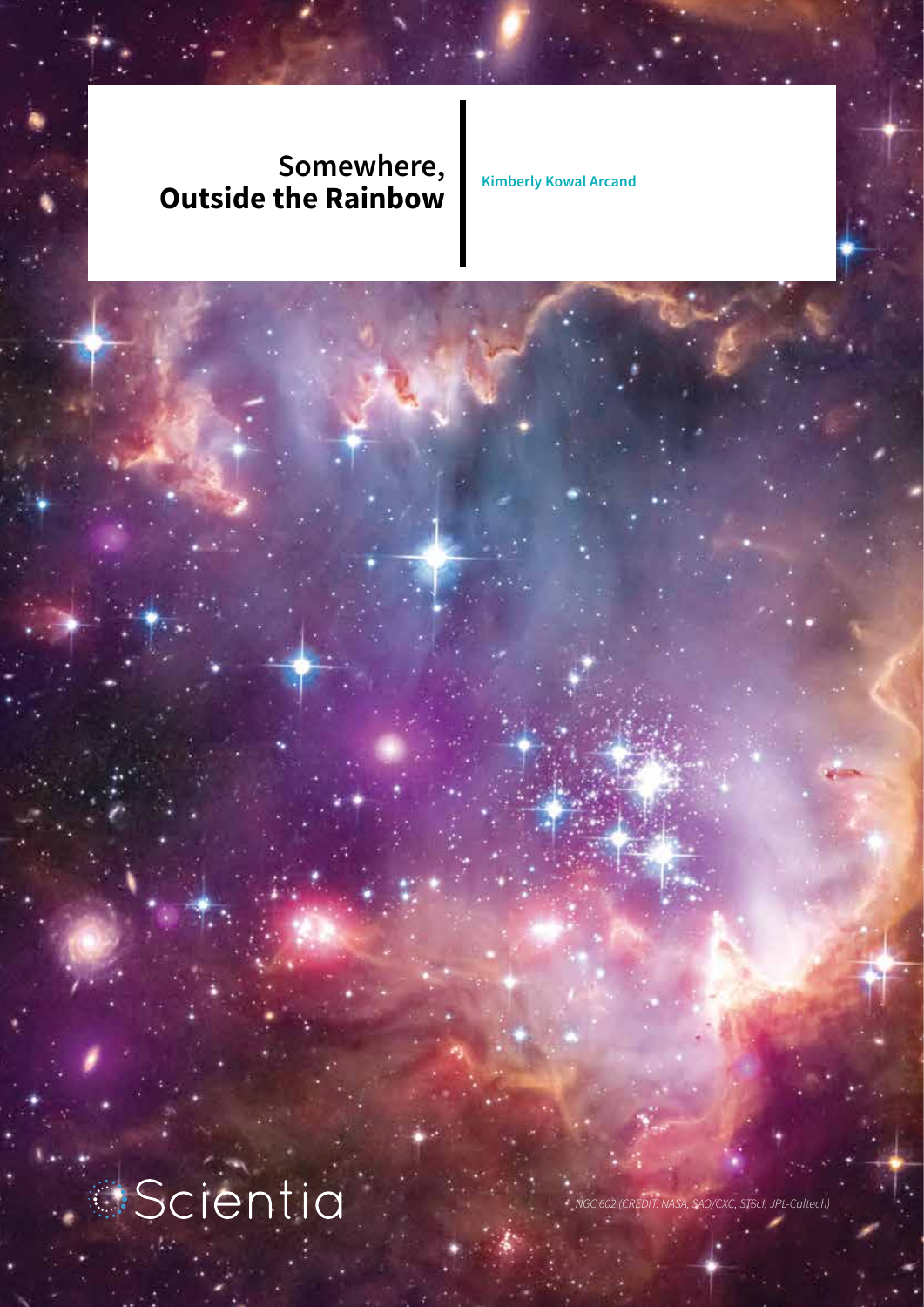# Somewhere, Outside the Rainbow

**Kimberly Kowal Arcand**

*NGC 602 (CREDIT: NASA, SAO/CXC, STScI, JPL-Caltech)*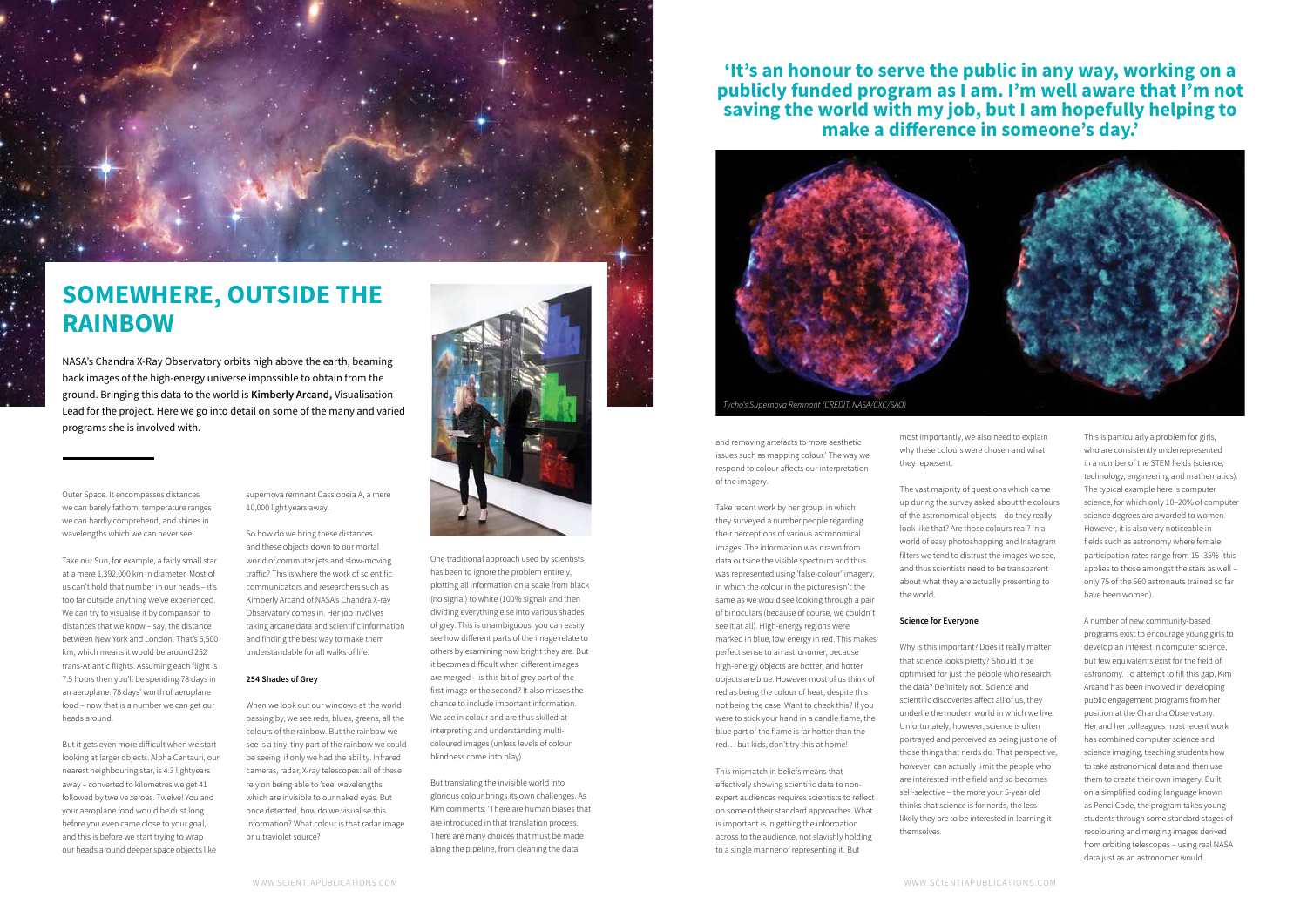# SOMEWHERE, OUTSIDE THE RAINBOW

NASA's Chandra X-Ray Observatory orbits high above the earth, beaming back images of the high-energy universe impossible to obtain from the ground. Bringing this data to the world is **Kimberly Arcand,** Visualisation Lead for the project. Here we go into detail on some of the many and varied programs she is involved with.

Outer Space. It encompasses distances we can barely fathom, temperature ranges we can hardly comprehend, and shines in wavelengths which we can never see.

Take our Sun, for example, a fairly small star at a mere 1,392,000 km in diameter. Most of us can't hold that number in our heads – it's too far outside anything we've experienced. We can try to visualise it by comparison to distances that we know – say, the distance between New York and London. That's 5,500 km, which means it would be around 252 trans-Atlantic flights. Assuming each flight is 7.5 hours then you'll be spending 78 days in an aeroplane. 78 days' worth of aeroplane food – now that is a number we can get our heads around.

But it gets even more difficult when we start looking at larger objects. Alpha Centauri, our nearest neighbouring star, is 4.3 lightyears away – converted to kilometres we get 41 followed by twelve zeroes. Twelve! You and your aeroplane food would be dust long before you even came close to your goal, and this is before we start trying to wrap our heads around deeper space objects like supernova remnant Cassiopeia A, a mere 10,000 light years away.

So how do we bring these distances and these objects down to our mortal world of commuter jets and slow-moving traffic? This is where the work of scientific communicators and researchers such as Kimberly Arcand of NASA's Chandra X-ray Observatory comes in. Her job involves taking arcane data and scientific information and finding the best way to make them understandable for all walks of life.

### 254 Shades of Grey

When we look out our windows at the world passing by, we see reds, blues, greens, all the colours of the rainbow. But the rainbow we see is a tiny, tiny part of the rainbow we could be seeing, if only we had the ability. Infrared cameras, radar, X-ray telescopes: all of these rely on being able to 'see' wavelengths which are invisible to our naked eyes. But once detected, how do we visualise this information? What colour is that radar image or ultraviolet source?

One traditional approach used by scientists has been to ignore the problem entirely, plotting all information on a scale from black (no signal) to white (100% signal) and then dividing everything else into various shades of grey. This is unambiguous, you can easily see how different parts of the image relate to others by examining how bright they are. But it becomes difficult when different images are merged – is this bit of grey part of the first image or the second? It also misses the chance to include important information. We see in colour and are thus skilled at interpreting and understanding multi-coloured images (unless levels of colour blindness come into play).

But translating the invisible world into glorious colour brings its own challenges. As Kim comments: 'There are human biases that are introduced in that translation process. There are many choices that must be made along the pipeline, from cleaning the data and removing artefacts to more aesthetic issues such as mapping colour.' The way we respond to colour affects our interpretation of the imagery.

**'It's an honour to serve the public in any way, working on a publicly funded program as I am. I'm well aware that I'm not saving the world with my job, but I am hopefully helping to make a difference in someone's day.'**

*Tycho's Supernova Remnant (CREDIT: NASA/CXC/SAO)*

Take recent work by her group, in which they surveyed a number people regarding their perceptions of various astronomical images. The information was drawn from data outside the visible spectrum and thus was represented using 'false-colour' imagery, in which the colour in the pictures isn't the same as we would see looking through a pair of binoculars (because of course, we couldn't see it at all). High-energy regions were marked in blue, low energy in red. This makes perfect sense to an astronomer, because high-energy objects are hotter, and hotter objects are blue. However most of us think of red as being the colour of heat, despite this not being the case. Want to check this? If you were to stick your hand in a candle flame, the blue part of the flame is far hotter than the red… but kids, don't try this at home!

This mismatch in beliefs means that effectively showing scientific data to non-expert audiences requires scientists to reflect on some of their standard approaches. What is important is in getting the information across to the audience, not slavishly holding to a single manner of representing it. But most importantly, we also need to explain why these colours were chosen and what they represent.

The vast majority of questions which came up during the survey asked about the colours of the astronomical objects – do they really look like that? Are those colours real? In a world of easy photoshopping and Instagram filters we tend to distrust the images we see, and thus scientists need to be transparent about what they are actually presenting to the world.

### Science for Everyone

Why is this important? Does it really matter that science looks pretty? Should it be optimised for just the people who research the data? Definitely not. Science and scientific discoveries affect all of us, they underlie the modern world in which we live. Unfortunately, however, science is often portrayed and perceived as being just one of those things that nerds do. That perspective, however, can actually limit the people who are interested in the field and so becomes self-selective – the more your 5-year old thinks that science is for nerds, the less likely they are to be interested in learning it themselves.

This is particularly a problem for girls, who are consistently underrepresented in a number of the STEM fields (science, technology, engineering and mathematics). The typical example here is computer science, for which only 10–20% of computer science degrees are awarded to women. However, it is also very noticeable in fields such as astronomy where female participation rates range from 15–35% (this applies to those amongst the stars as well – only 75 of the 560 astronauts trained so far have been women).

A number of new community-based programs exist to encourage young girls to develop an interest in computer science, but few equivalents exist for the field of astronomy. To attempt to fill this gap, Kim Arcand has been involved in developing public engagement programs from her position at the Chandra Observatory. Her and her colleagues most recent work has combined computer science and science imaging, teaching students how to take astronomical data and then use them to create their own imagery. Built on a simplified coding language known as PencilCode, the program takes young students through some standard stages of recolouring and merging images derived from orbiting telescopes – using real NASA data just as an astronomer would.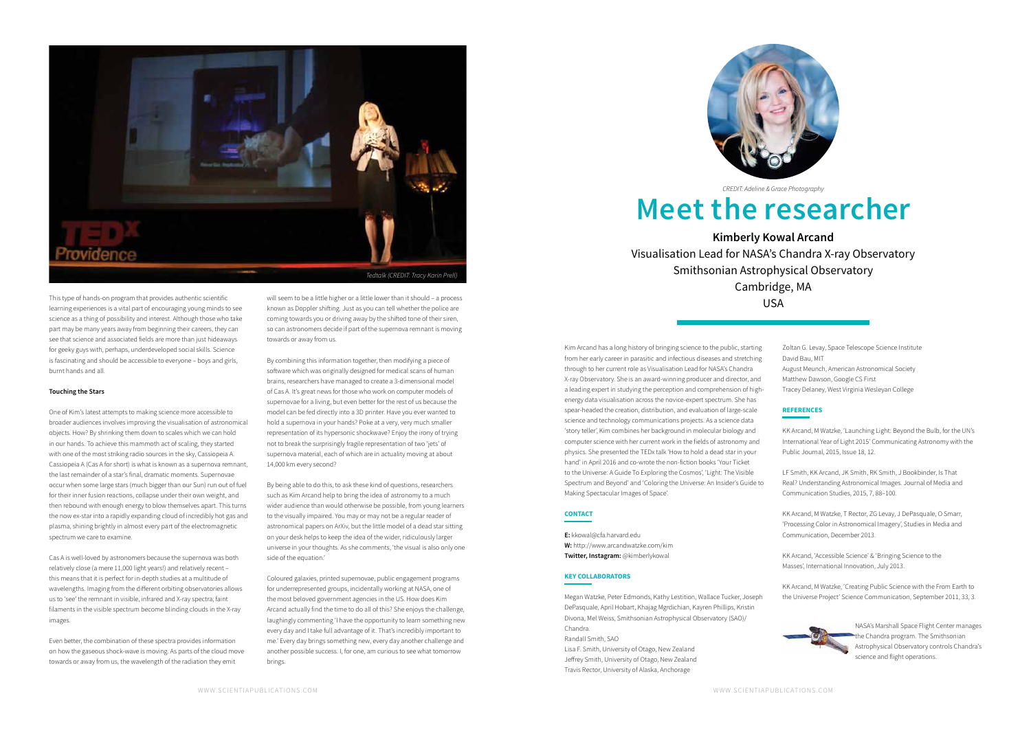*Tedtalk (CREDIT: Tracy Karin Prell)*

This type of hands-on program that provides authentic scientific learning experiences is a vital part of encouraging young minds to see science as a thing of possibility and interest. Although those who take part may be many years away from beginning their careers, they can see that science and associated fields are more than just hideaways for geeky guys with, perhaps, underdeveloped social skills. Science is fascinating and should be accessible to everyone – boys and girls, burnt hands and all.

**Touching the Stars**

One of Kim's latest attempts to making science more accessible to broader audiences involves improving the visualisation of astronomical objects. How? By shrinking them down to scales which we can hold in our hands. To achieve this mammoth act of scaling, they started with one of the most striking radio sources in the sky, Cassiopeia A. Cassiopeia A (Cas A for short) is what is known as a supernova remnant, the last remainder of a star's final, dramatic moments. Supernovae occur when some large stars (much bigger than our Sun) run out of fuel for their inner fusion reactions, collapse under their own weight, and then rebound with enough energy to blow themselves apart. This turns the now ex-star into a rapidly expanding cloud of incredibly hot gas and plasma, shining brightly in almost every part of the electromagnetic spectrum we care to examine.

Cas A is well-loved by astronomers because the supernova was both relatively close (a mere 11,000 light years!) and relatively recent – this means that it is perfect for in-depth studies at a multitude of wavelengths. Imaging from the different orbiting observatories allows us to 'see' the remnant in visible, infrared and X-ray spectra; faint filaments in the visible spectrum become blinding clouds in the X-ray images.

Even better, the combination of these spectra provides information on how the gaseous shock-wave is moving. As parts of the cloud move towards or away from us, the wavelength of the radiation they emit will seem to be a little higher or a little lower than it should – a process known as Doppler shifting. Just as you can tell whether the police are coming towards you or driving away by the shifted tone of their siren, so can astronomers decide if part of the supernova remnant is moving towards or away from us.

By combining this information together, then modifying a piece of software which was originally designed for medical scans of human brains, researchers have managed to create a 3-dimensional model of Cas A. It's great news for those who work on computer models of supernovae for a living, but even better for the rest of us because the model can be fed directly into a 3D printer. Have you ever wanted to hold a supernova in your hands? Poke at a very, very much smaller representation of its hypersonic shockwave? Enjoy the irony of trying not to break the surprisingly fragile representation of two 'jets' of supernova material, each of which are in actuality moving at about 14,000 km every second?

By being able to do this, to ask these kind of questions, researchers such as Kim Arcand help to bring the idea of astronomy to a much wider audience than would otherwise be possible, from young learners to the visually impaired. You may or may not be a regular reader of astronomical papers on ArXiv, but the little model of a dead star sitting on your desk helps to keep the idea of the wider, ridiculously larger universe in your thoughts. As she comments, 'the visual is also only one side of the equation.'

Coloured galaxies, printed supernovae, public engagement programs for underrepresented groups, incidentally working at NASA, one of the most beloved government agencies in the US. How does Kim Arcand actually find the time to do all of this? She enjoys the challenge, laughingly commenting 'I have the opportunity to learn something new every day and I take full advantage of it. That's incredibly important to me.' Every day brings something new, every day another challenge and another possible success. I, for one, am curious to see what tomorrow brings.

*CREDIT: Adeline & Grace Photography*

# Meet the researcher

**Kimberly Kowal Arcand**
Visualisation Lead for NASA's Chandra X-ray Observatory
Smithsonian Astrophysical Observatory
Cambridge, MA
USA

Kim Arcand has a long history of bringing science to the public, starting from her early career in parasitic and infectious diseases and stretching through to her current role as Visualisation Lead for NASA's Chandra X-ray Observatory. She is an award-winning producer and director, and a leading expert in studying the perception and comprehension of high-energy data visualisation across the novice-expert spectrum. She has spear-headed the creation, distribution, and evaluation of large-scale science and technology communications projects. As a science data 'story teller', Kim combines her background in molecular biology and computer science with her current work in the fields of astronomy and physics. She presented the TEDx talk 'How to hold a dead star in your hand' in April 2016 and co-wrote the non-fiction books 'Your Ticket to the Universe: A Guide To Exploring the Cosmos', 'Light: The Visible Spectrum and Beyond' and 'Coloring the Universe: An Insider's Guide to Making Spectacular Images of Space'.

**CONTACT**

**E:** kkowal@cfa.harvard.edu
**W:** http://www.arcandwatzke.com/kim
**Twitter, Instagram:** @kimberlykowal

**KEY COLLABORATORS**

Megan Watzke, Peter Edmonds, Kathy Lestition, Wallace Tucker, Joseph DePasquale, April Hobart, Khajag Mgrdichian, Kayren Phillips, Kristin Divona, Mel Weiss, Smithsonian Astrophysical Observatory (SAO)/ Chandra.
Randall Smith, SAO
Lisa F. Smith, University of Otago, New Zealand
Jeffrey Smith, University of Otago, New Zealand
Travis Rector, University of Alaska, Anchorage
Zoltan G. Levay, Space Telescope Science Institute
David Bau, MIT
August Meunch, American Astronomical Society
Matthew Dawson, Google CS First
Tracey Delaney, West Virginia Wesleyan College

**REFERENCES**

KK Arcand, M Watzke, 'Launching Light: Beyond the Bulb, for the UN's International Year of Light 2015' Communicating Astronomy with the Public Journal, 2015, Issue 18, 12.

LF Smith, KK Arcand, JK Smith, RK Smith, J Bookbinder, Is That Real? Understanding Astronomical Images. Journal of Media and Communication Studies, 2015, 7, 88–100.

KK Arcand, M Watzke, T Rector, ZG Levay, J DePasquale, O Smarr, 'Processing Color in Astronomical Imagery', Studies in Media and Communication, December 2013.

KK Arcand, 'Accessible Science' & 'Bringing Science to the Masses', International Innovation, July 2013.

KK Arcand, M Watzke, 'Creating Public Science with the From Earth to the Universe Project' Science Communication, September 2011, 33, 3.

NASA's Marshall Space Flight Center manages the Chandra program. The Smithsonian Astrophysical Observatory controls Chandra's science and flight operations.